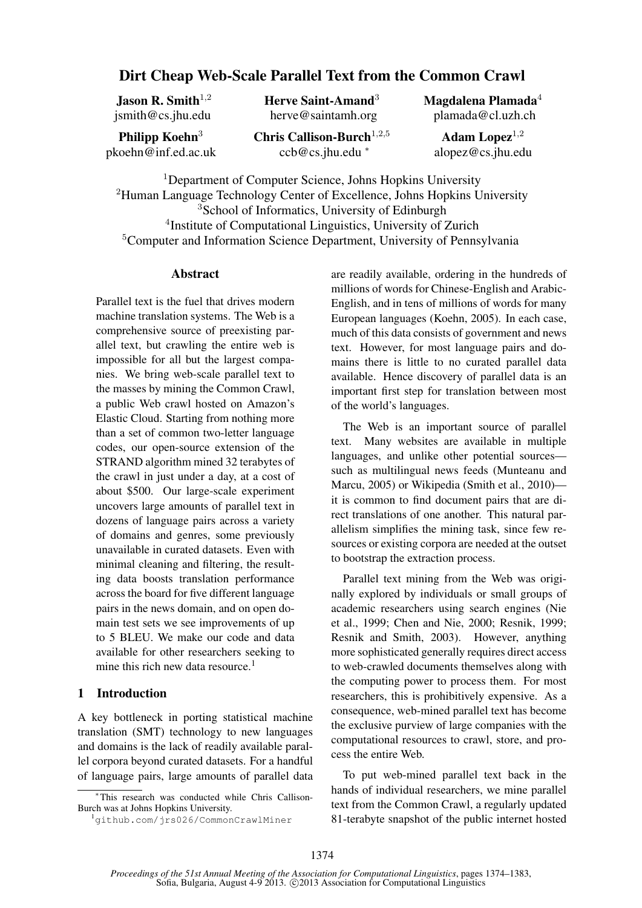# Dirt Cheap Web-Scale Parallel Text from the Common Crawl

**Jason R. Smith**[1,2]
jsmith@cs.jhu.edu

**Herve Saint-Amand**[3]
herve@saintamh.org

**Magdalena Plamada**[4]
plamada@cl.uzh.ch

**Philipp Koehn**[3]
pkoehn@inf.ed.ac.uk

**Chris Callison-Burch**[1,2,5]
ccb@cs.jhu.edu *

**Adam Lopez**[1,2]
alopez@cs.jhu.edu

[1]Department of Computer Science, Johns Hopkins University
[2]Human Language Technology Center of Excellence, Johns Hopkins University
[3]School of Informatics, University of Edinburgh
[4]Institute of Computational Linguistics, University of Zurich
[5]Computer and Information Science Department, University of Pennsylvania

## Abstract

Parallel text is the fuel that drives modern machine translation systems. The Web is a comprehensive source of preexisting parallel text, but crawling the entire web is impossible for all but the largest companies. We bring web-scale parallel text to the masses by mining the Common Crawl, a public Web crawl hosted on Amazon's Elastic Cloud. Starting from nothing more than a set of common two-letter language codes, our open-source extension of the STRAND algorithm mined 32 terabytes of the crawl in just under a day, at a cost of about $500. Our large-scale experiment uncovers large amounts of parallel text in dozens of language pairs across a variety of domains and genres, some previously unavailable in curated datasets. Even with minimal cleaning and filtering, the resulting data boosts translation performance across the board for five different language pairs in the news domain, and on open domain test sets we see improvements of up to 5 BLEU. We make our code and data available for other researchers seeking to mine this rich new data resource.[1]

## 1 Introduction

A key bottleneck in porting statistical machine translation (SMT) technology to new languages and domains is the lack of readily available parallel corpora beyond curated datasets. For a handful of language pairs, large amounts of parallel data are readily available, ordering in the hundreds of millions of words for Chinese-English and Arabic-English, and in tens of millions of words for many European languages (Koehn, 2005). In each case, much of this data consists of government and news text. However, for most language pairs and domains there is little to no curated parallel data available. Hence discovery of parallel data is an important first step for translation between most of the world's languages.

The Web is an important source of parallel text. Many websites are available in multiple languages, and unlike other potential sources—such as multilingual news feeds (Munteanu and Marcu, 2005) or Wikipedia (Smith et al., 2010)—it is common to find document pairs that are direct translations of one another. This natural parallelism simplifies the mining task, since few resources or existing corpora are needed at the outset to bootstrap the extraction process.

Parallel text mining from the Web was originally explored by individuals or small groups of academic researchers using search engines (Nie et al., 1999; Chen and Nie, 2000; Resnik, 1999; Resnik and Smith, 2003). However, anything more sophisticated generally requires direct access to web-crawled documents themselves along with the computing power to process them. For most researchers, this is prohibitively expensive. As a consequence, web-mined parallel text has become the exclusive purview of large companies with the computational resources to crawl, store, and process the entire Web.

To put web-mined parallel text back in the hands of individual researchers, we mine parallel text from the Common Crawl, a regularly updated 81-terabyte snapshot of the public internet hosted

*This research was conducted while Chris Callison-Burch was at Johns Hopkins University.

[1]github.com/jrs026/CommonCrawlMiner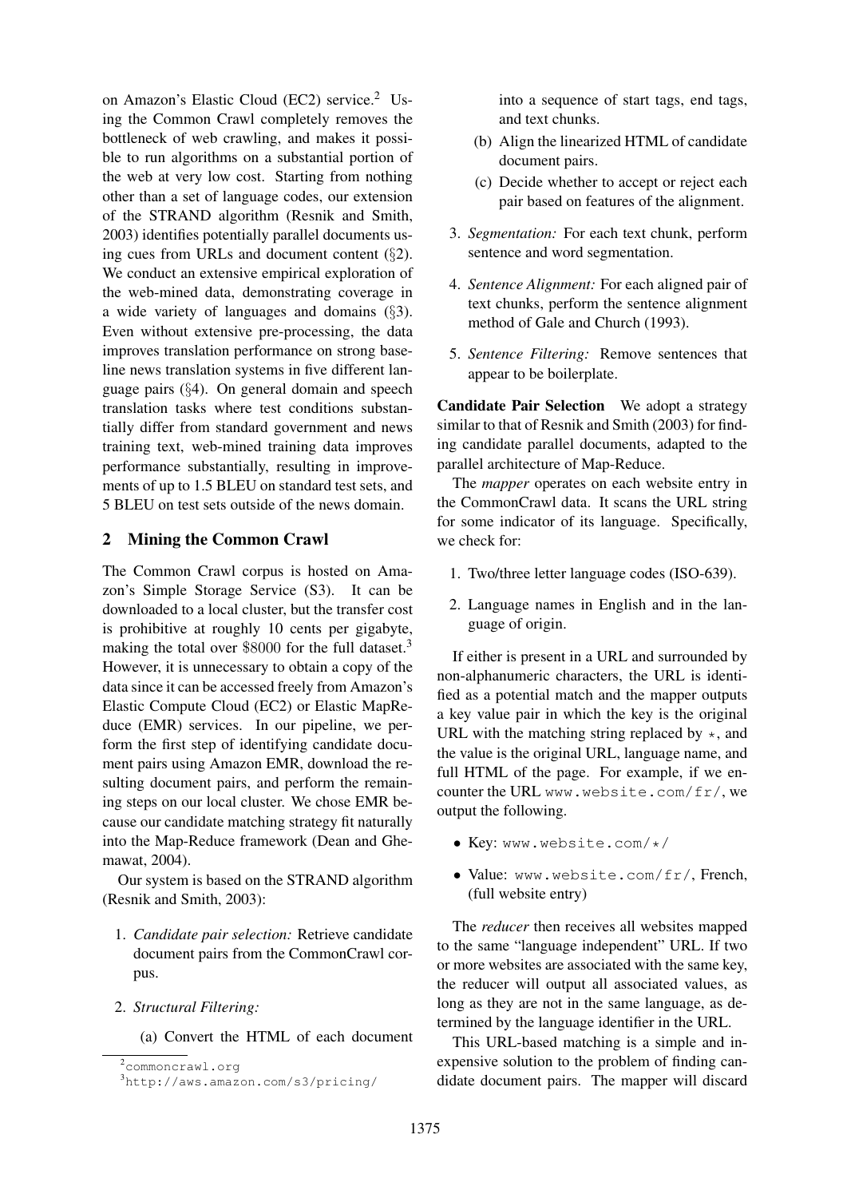on Amazon's Elastic Cloud (EC2) service.[2] Using the Common Crawl completely removes the bottleneck of web crawling, and makes it possible to run algorithms on a substantial portion of the web at very low cost. Starting from nothing other than a set of language codes, our extension of the STRAND algorithm (Resnik and Smith, 2003) identifies potentially parallel documents using cues from URLs and document content (§2). We conduct an extensive empirical exploration of the web-mined data, demonstrating coverage in a wide variety of languages and domains (§3). Even without extensive pre-processing, the data improves translation performance on strong baseline news translation systems in five different language pairs (§4). On general domain and speech translation tasks where test conditions substantially differ from standard government and news training text, web-mined training data improves performance substantially, resulting in improvements of up to 1.5 BLEU on standard test sets, and 5 BLEU on test sets outside of the news domain.

## 2 Mining the Common Crawl

The Common Crawl corpus is hosted on Amazon's Simple Storage Service (S3). It can be downloaded to a local cluster, but the transfer cost is prohibitive at roughly 10 cents per gigabyte, making the total over \$8000 for the full dataset.[3] However, it is unnecessary to obtain a copy of the data since it can be accessed freely from Amazon's Elastic Compute Cloud (EC2) or Elastic MapReduce (EMR) services. In our pipeline, we perform the first step of identifying candidate document pairs using Amazon EMR, download the resulting document pairs, and perform the remaining steps on our local cluster. We chose EMR because our candidate matching strategy fit naturally into the Map-Reduce framework (Dean and Ghemawat, 2004).

Our system is based on the STRAND algorithm (Resnik and Smith, 2003):

1. *Candidate pair selection:* Retrieve candidate document pairs from the CommonCrawl corpus.
2. *Structural Filtering:*
   (a) Convert the HTML of each document into a sequence of start tags, end tags, and text chunks.
   (b) Align the linearized HTML of candidate document pairs.
   (c) Decide whether to accept or reject each pair based on features of the alignment.
3. *Segmentation:* For each text chunk, perform sentence and word segmentation.
4. *Sentence Alignment:* For each aligned pair of text chunks, perform the sentence alignment method of Gale and Church (1993).
5. *Sentence Filtering:* Remove sentences that appear to be boilerplate.

**Candidate Pair Selection** We adopt a strategy similar to that of Resnik and Smith (2003) for finding candidate parallel documents, adapted to the parallel architecture of Map-Reduce.

The *mapper* operates on each website entry in the CommonCrawl data. It scans the URL string for some indicator of its language. Specifically, we check for:

1. Two/three letter language codes (ISO-639).
2. Language names in English and in the language of origin.

If either is present in a URL and surrounded by non-alphanumeric characters, the URL is identified as a potential match and the mapper outputs a key value pair in which the key is the original URL with the matching string replaced by *, and the value is the original URL, language name, and full HTML of the page. For example, if we encounter the URL `www.website.com/fr/`, we output the following.

- Key: `www.website.com/*/`
- Value: `www.website.com/fr/`, French, (full website entry)

The *reducer* then receives all websites mapped to the same "language independent" URL. If two or more websites are associated with the same key, the reducer will output all associated values, as long as they are not in the same language, as determined by the language identifier in the URL.

This URL-based matching is a simple and inexpensive solution to the problem of finding candidate document pairs. The mapper will discard

[2] commoncrawl.org

[3] http://aws.amazon.com/s3/pricing/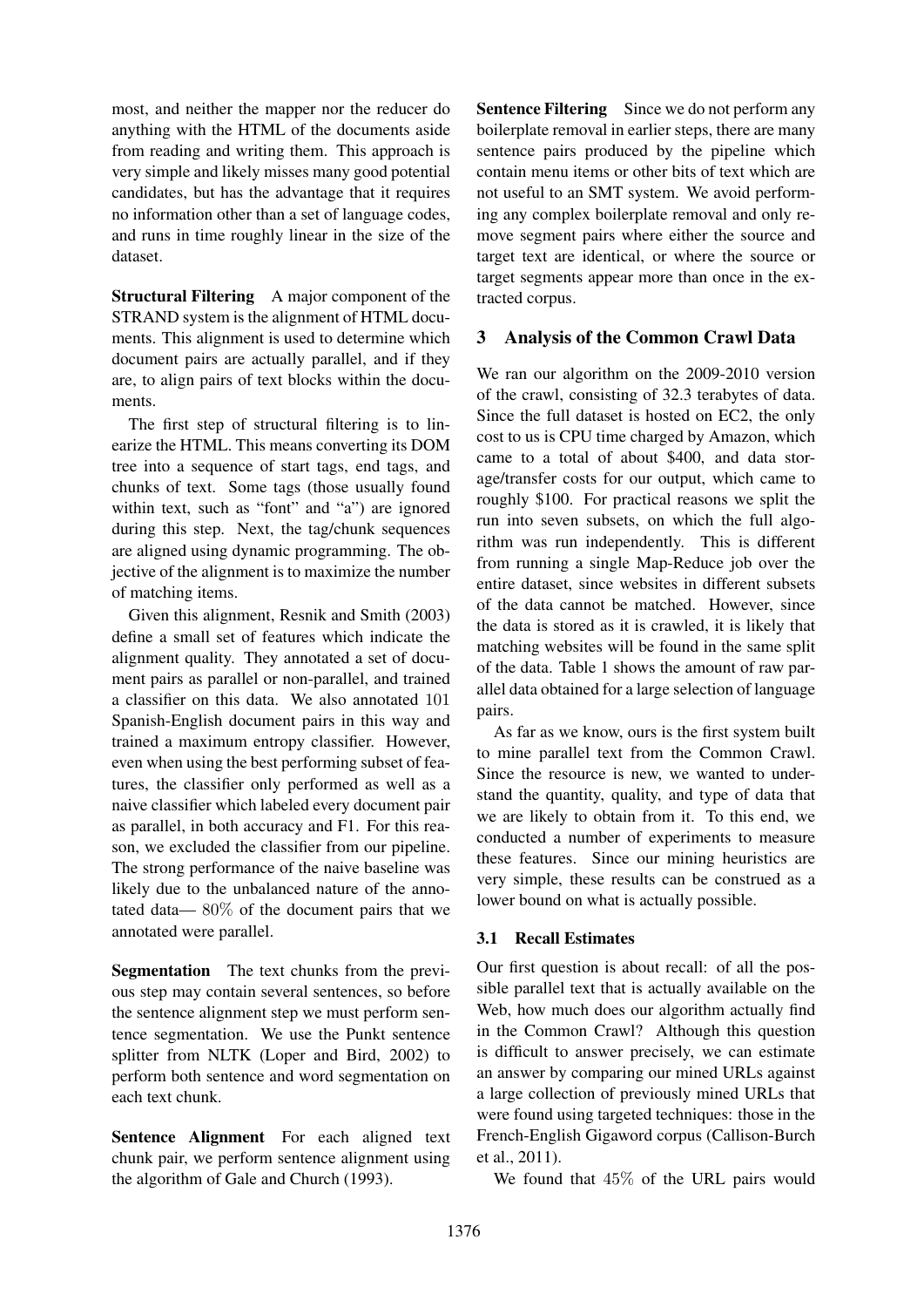most, and neither the mapper nor the reducer do anything with the HTML of the documents aside from reading and writing them. This approach is very simple and likely misses many good potential candidates, but has the advantage that it requires no information other than a set of language codes, and runs in time roughly linear in the size of the dataset.

**Structural Filtering** A major component of the STRAND system is the alignment of HTML documents. This alignment is used to determine which document pairs are actually parallel, and if they are, to align pairs of text blocks within the documents.

The first step of structural filtering is to linearize the HTML. This means converting its DOM tree into a sequence of start tags, end tags, and chunks of text. Some tags (those usually found within text, such as "font" and "a") are ignored during this step. Next, the tag/chunk sequences are aligned using dynamic programming. The objective of the alignment is to maximize the number of matching items.

Given this alignment, Resnik and Smith (2003) define a small set of features which indicate the alignment quality. They annotated a set of document pairs as parallel or non-parallel, and trained a classifier on this data. We also annotated 101 Spanish-English document pairs in this way and trained a maximum entropy classifier. However, even when using the best performing subset of features, the classifier only performed as well as a naive classifier which labeled every document pair as parallel, in both accuracy and F1. For this reason, we excluded the classifier from our pipeline. The strong performance of the naive baseline was likely due to the unbalanced nature of the annotated data— 80% of the document pairs that we annotated were parallel.

**Segmentation** The text chunks from the previous step may contain several sentences, so before the sentence alignment step we must perform sentence segmentation. We use the Punkt sentence splitter from NLTK (Loper and Bird, 2002) to perform both sentence and word segmentation on each text chunk.

**Sentence Alignment** For each aligned text chunk pair, we perform sentence alignment using the algorithm of Gale and Church (1993).

**Sentence Filtering** Since we do not perform any boilerplate removal in earlier steps, there are many sentence pairs produced by the pipeline which contain menu items or other bits of text which are not useful to an SMT system. We avoid performing any complex boilerplate removal and only remove segment pairs where either the source and target text are identical, or where the source or target segments appear more than once in the extracted corpus.

## 3 Analysis of the Common Crawl Data

We ran our algorithm on the 2009-2010 version of the crawl, consisting of 32.3 terabytes of data. Since the full dataset is hosted on EC2, the only cost to us is CPU time charged by Amazon, which came to a total of about $400, and data storage/transfer costs for our output, which came to roughly $100. For practical reasons we split the run into seven subsets, on which the full algorithm was run independently. This is different from running a single Map-Reduce job over the entire dataset, since websites in different subsets of the data cannot be matched. However, since the data is stored as it is crawled, it is likely that matching websites will be found in the same split of the data. Table 1 shows the amount of raw parallel data obtained for a large selection of language pairs.

As far as we know, ours is the first system built to mine parallel text from the Common Crawl. Since the resource is new, we wanted to understand the quantity, quality, and type of data that we are likely to obtain from it. To this end, we conducted a number of experiments to measure these features. Since our mining heuristics are very simple, these results can be construed as a lower bound on what is actually possible.

### 3.1 Recall Estimates

Our first question is about recall: of all the possible parallel text that is actually available on the Web, how much does our algorithm actually find in the Common Crawl? Although this question is difficult to answer precisely, we can estimate an answer by comparing our mined URLs against a large collection of previously mined URLs that were found using targeted techniques: those in the French-English Gigaword corpus (Callison-Burch et al., 2011).

We found that 45% of the URL pairs would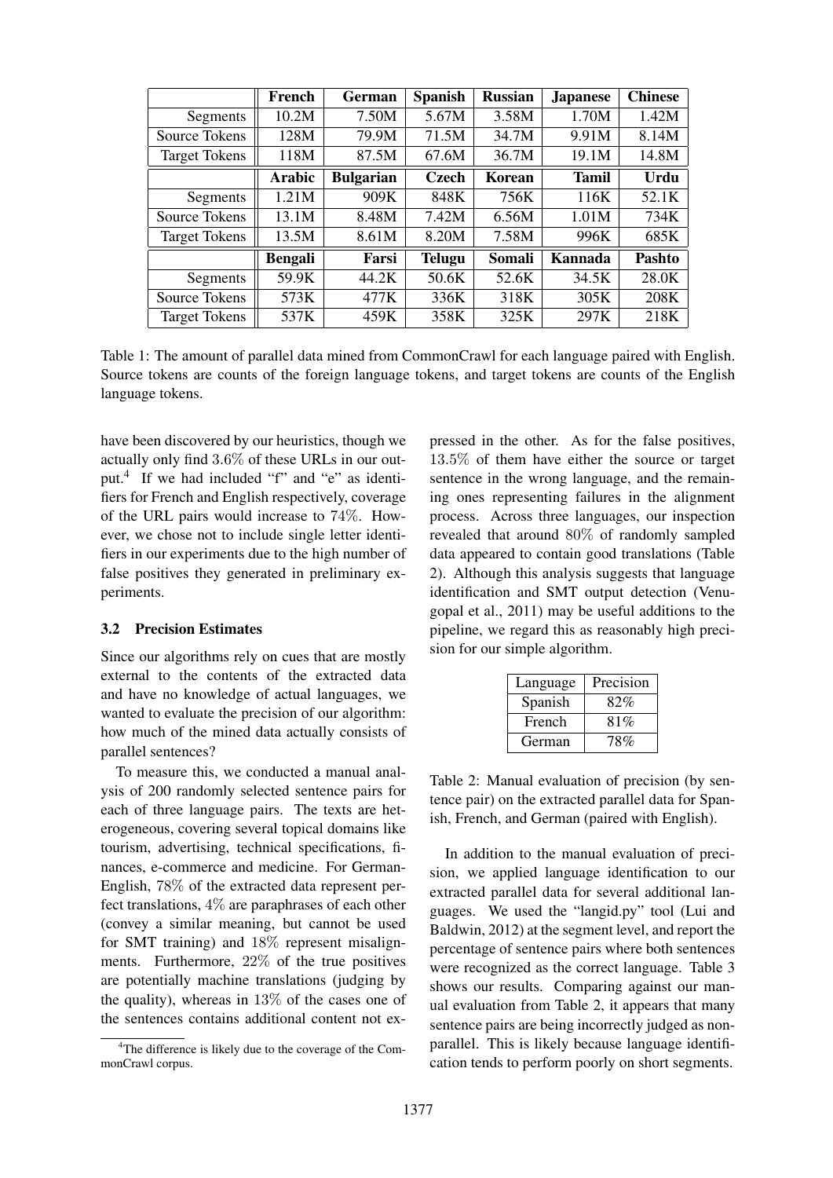|  | **French** | **German** | **Spanish** | **Russian** | **Japanese** | **Chinese** |
|---|---|---|---|---|---|---|
| Segments | 10.2M | 7.50M | 5.67M | 3.58M | 1.70M | 1.42M |
| Source Tokens | 128M | 79.9M | 71.5M | 34.7M | 9.91M | 8.14M |
| Target Tokens | 118M | 87.5M | 67.6M | 36.7M | 19.1M | 14.8M |
|  | **Arabic** | **Bulgarian** | **Czech** | **Korean** | **Tamil** | **Urdu** |
| Segments | 1.21M | 909K | 848K | 756K | 116K | 52.1K |
| Source Tokens | 13.1M | 8.48M | 7.42M | 6.56M | 1.01M | 734K |
| Target Tokens | 13.5M | 8.61M | 8.20M | 7.58M | 996K | 685K |
|  | **Bengali** | **Farsi** | **Telugu** | **Somali** | **Kannada** | **Pashto** |
| Segments | 59.9K | 44.2K | 50.6K | 52.6K | 34.5K | 28.0K |
| Source Tokens | 573K | 477K | 336K | 318K | 305K | 208K |
| Target Tokens | 537K | 459K | 358K | 325K | 297K | 218K |

Table 1: The amount of parallel data mined from CommonCrawl for each language paired with English. Source tokens are counts of the foreign language tokens, and target tokens are counts of the English language tokens.

have been discovered by our heuristics, though we actually only find 3.6% of these URLs in our output.[4] If we had included "f" and "e" as identifiers for French and English respectively, coverage of the URL pairs would increase to 74%. However, we chose not to include single letter identifiers in our experiments due to the high number of false positives they generated in preliminary experiments.

### 3.2 Precision Estimates

Since our algorithms rely on cues that are mostly external to the contents of the extracted data and have no knowledge of actual languages, we wanted to evaluate the precision of our algorithm: how much of the mined data actually consists of parallel sentences?

To measure this, we conducted a manual analysis of 200 randomly selected sentence pairs for each of three language pairs. The texts are heterogeneous, covering several topical domains like tourism, advertising, technical specifications, finances, e-commerce and medicine. For German-English, 78% of the extracted data represent perfect translations, 4% are paraphrases of each other (convey a similar meaning, but cannot be used for SMT training) and 18% represent misalignments. Furthermore, 22% of the true positives are potentially machine translations (judging by the quality), whereas in 13% of the cases one of the sentences contains additional content not expressed in the other. As for the false positives, 13.5% of them have either the source or target sentence in the wrong language, and the remaining ones representing failures in the alignment process. Across three languages, our inspection revealed that around 80% of randomly sampled data appeared to contain good translations (Table 2). Although this analysis suggests that language identification and SMT output detection (Venugopal et al., 2011) may be useful additions to the pipeline, we regard this as reasonably high precision for our simple algorithm.

| Language | Precision |
|---|---|
| Spanish | 82% |
| French | 81% |
| German | 78% |

Table 2: Manual evaluation of precision (by sentence pair) on the extracted parallel data for Spanish, French, and German (paired with English).

In addition to the manual evaluation of precision, we applied language identification to our extracted parallel data for several additional languages. We used the "langid.py" tool (Lui and Baldwin, 2012) at the segment level, and report the percentage of sentence pairs where both sentences were recognized as the correct language. Table 3 shows our results. Comparing against our manual evaluation from Table 2, it appears that many sentence pairs are being incorrectly judged as non-parallel. This is likely because language identification tends to perform poorly on short segments.

[4] The difference is likely due to the coverage of the CommonCrawl corpus.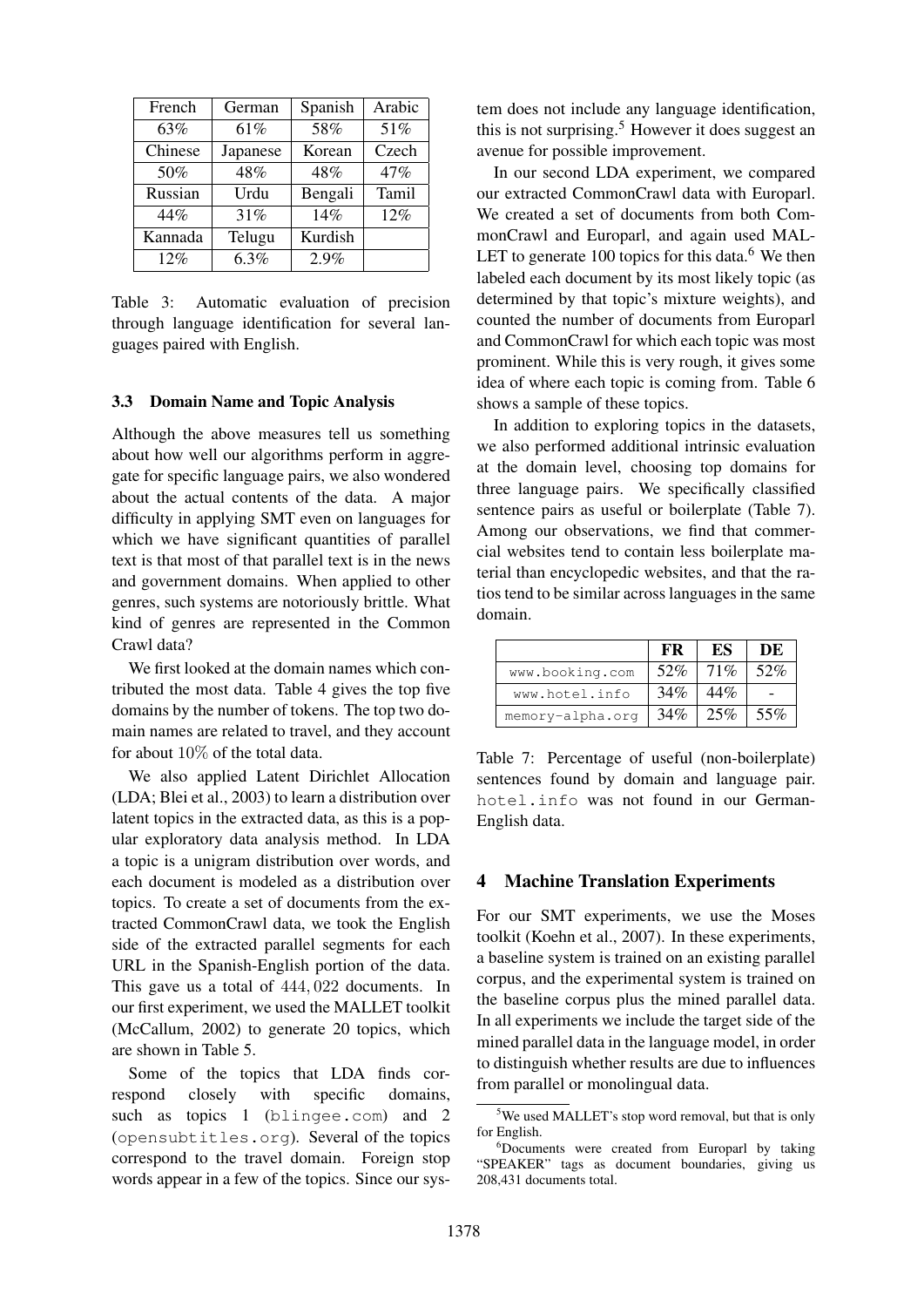| French | German | Spanish | Arabic |
|---|---|---|---|
| 63% | 61% | 58% | 51% |
| Chinese | Japanese | Korean | Czech |
| 50% | 48% | 48% | 47% |
| Russian | Urdu | Bengali | Tamil |
| 44% | 31% | 14% | 12% |
| Kannada | Telugu | Kurdish | |
| 12% | 6.3% | 2.9% | |

Table 3: Automatic evaluation of precision through language identification for several languages paired with English.

### 3.3 Domain Name and Topic Analysis

Although the above measures tell us something about how well our algorithms perform in aggregate for specific language pairs, we also wondered about the actual contents of the data. A major difficulty in applying SMT even on languages for which we have significant quantities of parallel text is that most of that parallel text is in the news and government domains. When applied to other genres, such systems are notoriously brittle. What kind of genres are represented in the Common Crawl data?

We first looked at the domain names which contributed the most data. Table 4 gives the top five domains by the number of tokens. The top two domain names are related to travel, and they account for about $10\%$ of the total data.

We also applied Latent Dirichlet Allocation (LDA; Blei et al., 2003) to learn a distribution over latent topics in the extracted data, as this is a popular exploratory data analysis method. In LDA a topic is a unigram distribution over words, and each document is modeled as a distribution over topics. To create a set of documents from the extracted CommonCrawl data, we took the English side of the extracted parallel segments for each URL in the Spanish-English portion of the data. This gave us a total of $444,022$ documents. In our first experiment, we used the MALLET toolkit (McCallum, 2002) to generate 20 topics, which are shown in Table 5.

Some of the topics that LDA finds correspond closely with specific domains, such as topics 1 (`blingee.com`) and 2 (`opensubtitles.org`). Several of the topics correspond to the travel domain. Foreign stop words appear in a few of the topics. Since our system does not include any language identification, this is not surprising.[5] However it does suggest an avenue for possible improvement.

In our second LDA experiment, we compared our extracted CommonCrawl data with Europarl. We created a set of documents from both CommonCrawl and Europarl, and again used MALLET to generate 100 topics for this data.[6] We then labeled each document by its most likely topic (as determined by that topic's mixture weights), and counted the number of documents from Europarl and CommonCrawl for which each topic was most prominent. While this is very rough, it gives some idea of where each topic is coming from. Table 6 shows a sample of these topics.

In addition to exploring topics in the datasets, we also performed additional intrinsic evaluation at the domain level, choosing top domains for three language pairs. We specifically classified sentence pairs as useful or boilerplate (Table 7). Among our observations, we find that commercial websites tend to contain less boilerplate material than encyclopedic websites, and that the ratios tend to be similar across languages in the same domain.

| | **FR** | **ES** | **DE** |
|---|---|---|---|
| `www.booking.com` | 52% | 71% | 52% |
| `www.hotel.info` | 34% | 44% | - |
| `memory-alpha.org` | 34% | 25% | 55% |

Table 7: Percentage of useful (non-boilerplate) sentences found by domain and language pair. `hotel.info` was not found in our German-English data.

## 4 Machine Translation Experiments

For our SMT experiments, we use the Moses toolkit (Koehn et al., 2007). In these experiments, a baseline system is trained on an existing parallel corpus, and the experimental system is trained on the baseline corpus plus the mined parallel data. In all experiments we include the target side of the mined parallel data in the language model, in order to distinguish whether results are due to influences from parallel or monolingual data.

[5] We used MALLET's stop word removal, but that is only for English.

[6] Documents were created from Europarl by taking "SPEAKER" tags as document boundaries, giving us 208,431 documents total.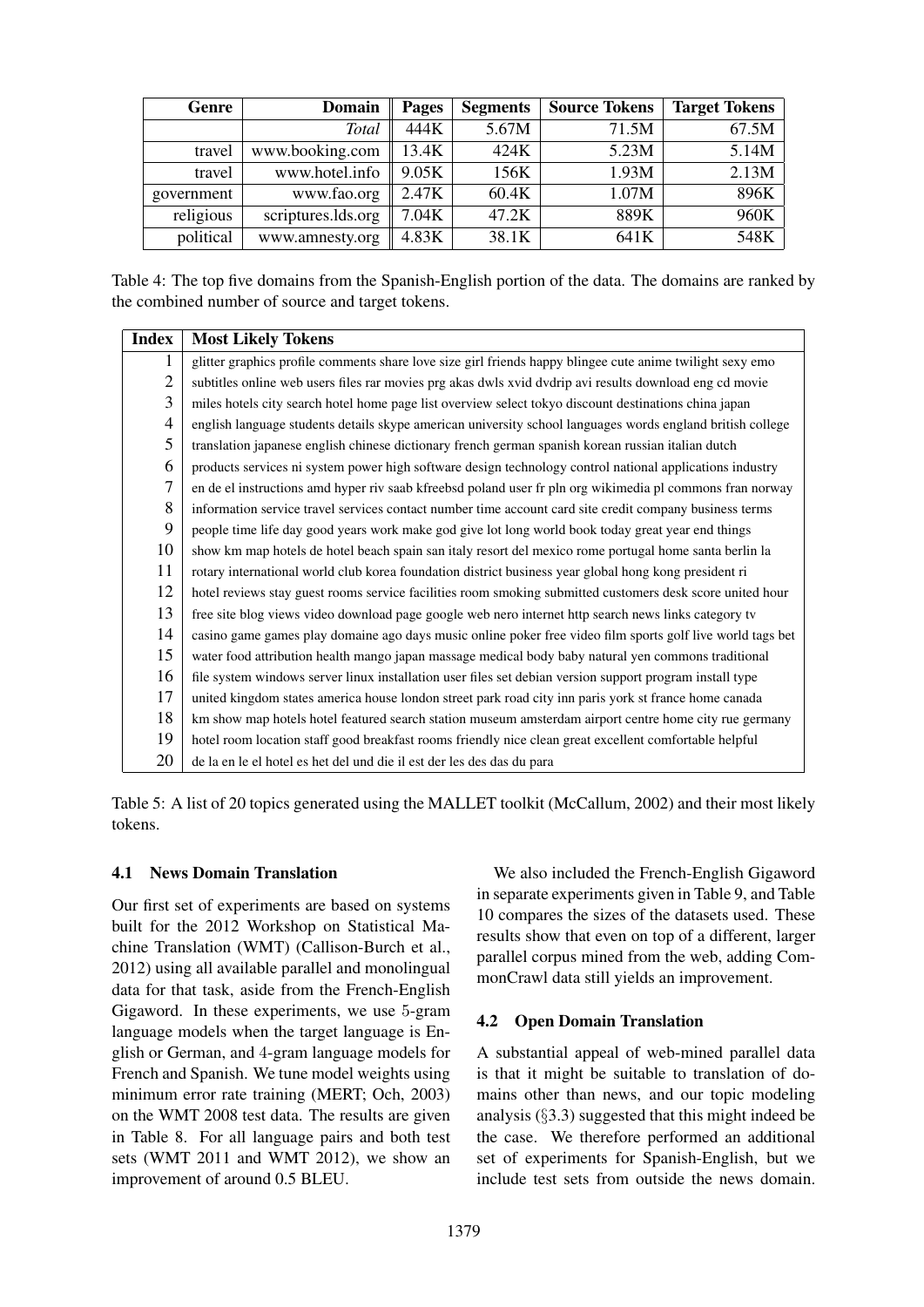| Genre | Domain | Pages | Segments | Source Tokens | Target Tokens |
|---|---|---|---|---|---|
| | *Total* | 444K | 5.67M | 71.5M | 67.5M |
| travel | www.booking.com | 13.4K | 424K | 5.23M | 5.14M |
| travel | www.hotel.info | 9.05K | 156K | 1.93M | 2.13M |
| government | www.fao.org | 2.47K | 60.4K | 1.07M | 896K |
| religious | scriptures.lds.org | 7.04K | 47.2K | 889K | 960K |
| political | www.amnesty.org | 4.83K | 38.1K | 641K | 548K |

Table 4: The top five domains from the Spanish-English portion of the data. The domains are ranked by the combined number of source and target tokens.

| Index | Most Likely Tokens |
|---|---|
| 1 | glitter graphics profile comments share love size girl friends happy blingee cute anime twilight sexy emo |
| 2 | subtitles online web users files rar movies prg akas dwls xvid dvdrip avi results download eng cd movie |
| 3 | miles hotels city search hotel home page list overview select tokyo discount destinations china japan |
| 4 | english language students details skype american university school languages words england british college |
| 5 | translation japanese english chinese dictionary french german spanish korean russian italian dutch |
| 6 | products services ni system power high software design technology control national applications industry |
| 7 | en de el instructions amd hyper riv saab kfreebsd poland user fr pln org wikimedia pl commons fran norway |
| 8 | information service travel services contact number time account card site credit company business terms |
| 9 | people time life day good years work make god give lot long world book today great year end things |
| 10 | show km map hotels de hotel beach spain san italy resort del mexico rome portugal home santa berlin la |
| 11 | rotary international world club korea foundation district business year global hong kong president ri |
| 12 | hotel reviews stay guest rooms service facilities room smoking submitted customers desk score united hour |
| 13 | free site blog views video download page google web nero internet http search news links category tv |
| 14 | casino game games play domaine ago days music online poker free video film sports golf live world tags bet |
| 15 | water food attribution health mango japan massage medical body baby natural yen commons traditional |
| 16 | file system windows server linux installation user files set debian version support program install type |
| 17 | united kingdom states america house london street park road city inn paris york st france home canada |
| 18 | km show map hotels hotel featured search station museum amsterdam airport centre home city rue germany |
| 19 | hotel room location staff good breakfast rooms friendly nice clean great excellent comfortable helpful |
| 20 | de la en le el hotel es het del und die il est der les des das du para |

Table 5: A list of 20 topics generated using the MALLET toolkit (McCallum, 2002) and their most likely tokens.

### 4.1 News Domain Translation

Our first set of experiments are based on systems built for the 2012 Workshop on Statistical Machine Translation (WMT) (Callison-Burch et al., 2012) using all available parallel and monolingual data for that task, aside from the French-English Gigaword. In these experiments, we use 5-gram language models when the target language is English or German, and 4-gram language models for French and Spanish. We tune model weights using minimum error rate training (MERT; Och, 2003) on the WMT 2008 test data. The results are given in Table 8. For all language pairs and both test sets (WMT 2011 and WMT 2012), we show an improvement of around 0.5 BLEU.

We also included the French-English Gigaword in separate experiments given in Table 9, and Table 10 compares the sizes of the datasets used. These results show that even on top of a different, larger parallel corpus mined from the web, adding CommonCrawl data still yields an improvement.

### 4.2 Open Domain Translation

A substantial appeal of web-mined parallel data is that it might be suitable to translation of domains other than news, and our topic modeling analysis (§3.3) suggested that this might indeed be the case. We therefore performed an additional set of experiments for Spanish-English, but we include test sets from outside the news domain.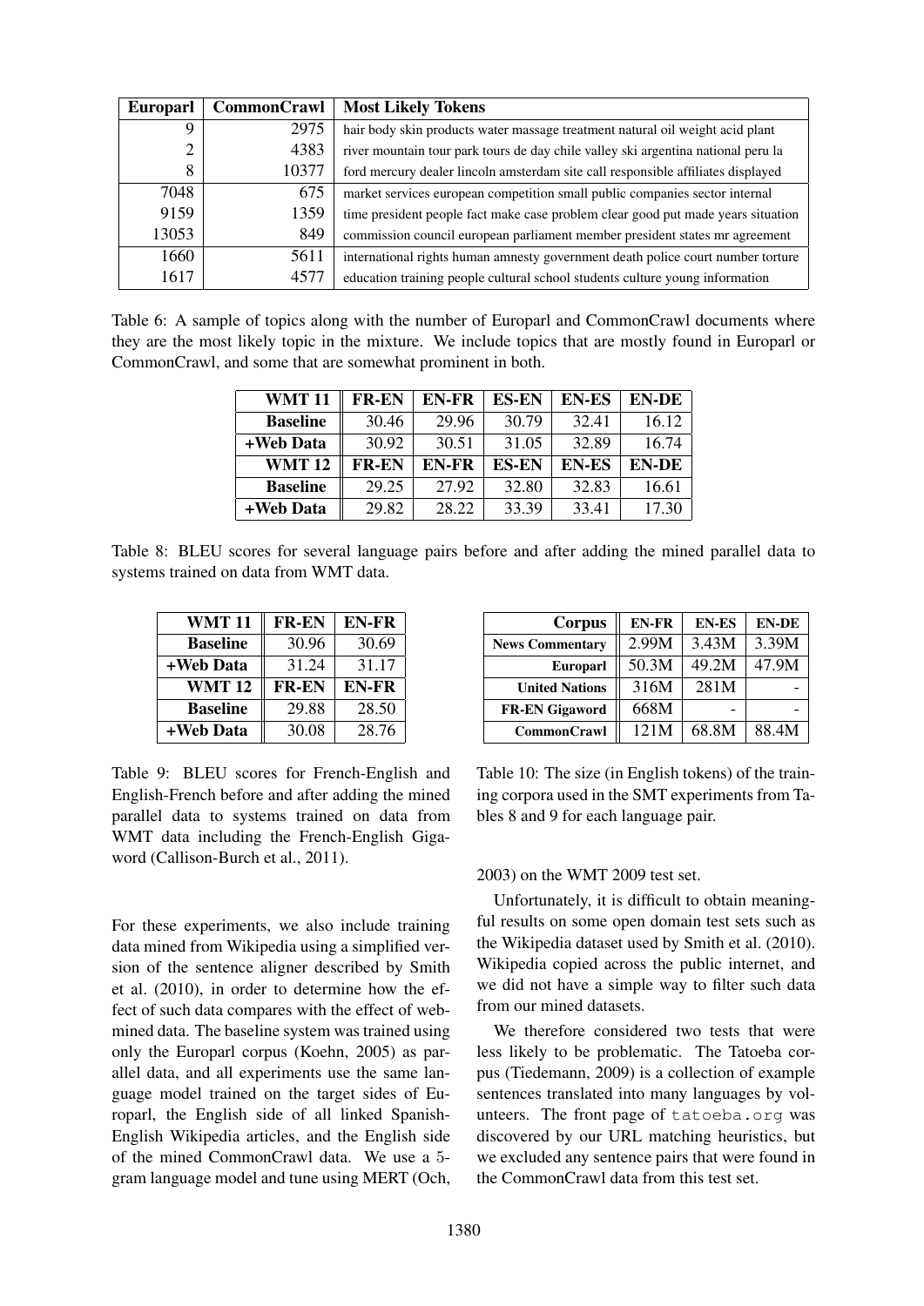| Europarl | CommonCrawl | Most Likely Tokens |
|---|---|---|
| 9 | 2975 | hair body skin products water massage treatment natural oil weight acid plant |
| 2 | 4383 | river mountain tour park tours de day chile valley ski argentina national peru la |
| 8 | 10377 | ford mercury dealer lincoln amsterdam site call responsible affiliates displayed |
| 7048 | 675 | market services european competition small public companies sector internal |
| 9159 | 1359 | time president people fact make case problem clear good put made years situation |
| 13053 | 849 | commission council european parliament member president states mr agreement |
| 1660 | 5611 | international rights human amnesty government death police court number torture |
| 1617 | 4577 | education training people cultural school students culture young information |

Table 6: A sample of topics along with the number of Europarl and CommonCrawl documents where they are the most likely topic in the mixture. We include topics that are mostly found in Europarl or CommonCrawl, and some that are somewhat prominent in both.

| WMT 11 | FR-EN | EN-FR | ES-EN | EN-ES | EN-DE |
|---|---|---|---|---|---|
| Baseline | 30.46 | 29.96 | 30.79 | 32.41 | 16.12 |
| +Web Data | 30.92 | 30.51 | 31.05 | 32.89 | 16.74 |
| **WMT 12** | **FR-EN** | **EN-FR** | **ES-EN** | **EN-ES** | **EN-DE** |
| Baseline | 29.25 | 27.92 | 32.80 | 32.83 | 16.61 |
| +Web Data | 29.82 | 28.22 | 33.39 | 33.41 | 17.30 |

Table 8: BLEU scores for several language pairs before and after adding the mined parallel data to systems trained on data from WMT data.

| WMT 11 | FR-EN | EN-FR |
|---|---|---|
| Baseline | 30.96 | 30.69 |
| +Web Data | 31.24 | 31.17 |
| **WMT 12** | **FR-EN** | **EN-FR** |
| Baseline | 29.88 | 28.50 |
| +Web Data | 30.08 | 28.76 |

Table 9: BLEU scores for French-English and English-French before and after adding the mined parallel data to systems trained on data from WMT data including the French-English Gigaword (Callison-Burch et al., 2011).

| Corpus | EN-FR | EN-ES | EN-DE |
|---|---|---|---|
| News Commentary | 2.99M | 3.43M | 3.39M |
| Europarl | 50.3M | 49.2M | 47.9M |
| United Nations | 316M | 281M | - |
| FR-EN Gigaword | 668M | - | - |
| CommonCrawl | 121M | 68.8M | 88.4M |

Table 10: The size (in English tokens) of the training corpora used in the SMT experiments from Tables 8 and 9 for each language pair.

For these experiments, we also include training data mined from Wikipedia using a simplified version of the sentence aligner described by Smith et al. (2010), in order to determine how the effect of such data compares with the effect of web-mined data. The baseline system was trained using only the Europarl corpus (Koehn, 2005) as parallel data, and all experiments use the same language model trained on the target sides of Europarl, the English side of all linked Spanish-English Wikipedia articles, and the English side of the mined CommonCrawl data. We use a 5-gram language model and tune using MERT (Och, 2003) on the WMT 2009 test set.

Unfortunately, it is difficult to obtain meaningful results on some open domain test sets such as the Wikipedia dataset used by Smith et al. (2010). Wikipedia copied across the public internet, and we did not have a simple way to filter such data from our mined datasets.

We therefore considered two tests that were less likely to be problematic. The Tatoeba corpus (Tiedemann, 2009) is a collection of example sentences translated into many languages by volunteers. The front page of `tatoeba.org` was discovered by our URL matching heuristics, but we excluded any sentence pairs that were found in the CommonCrawl data from this test set.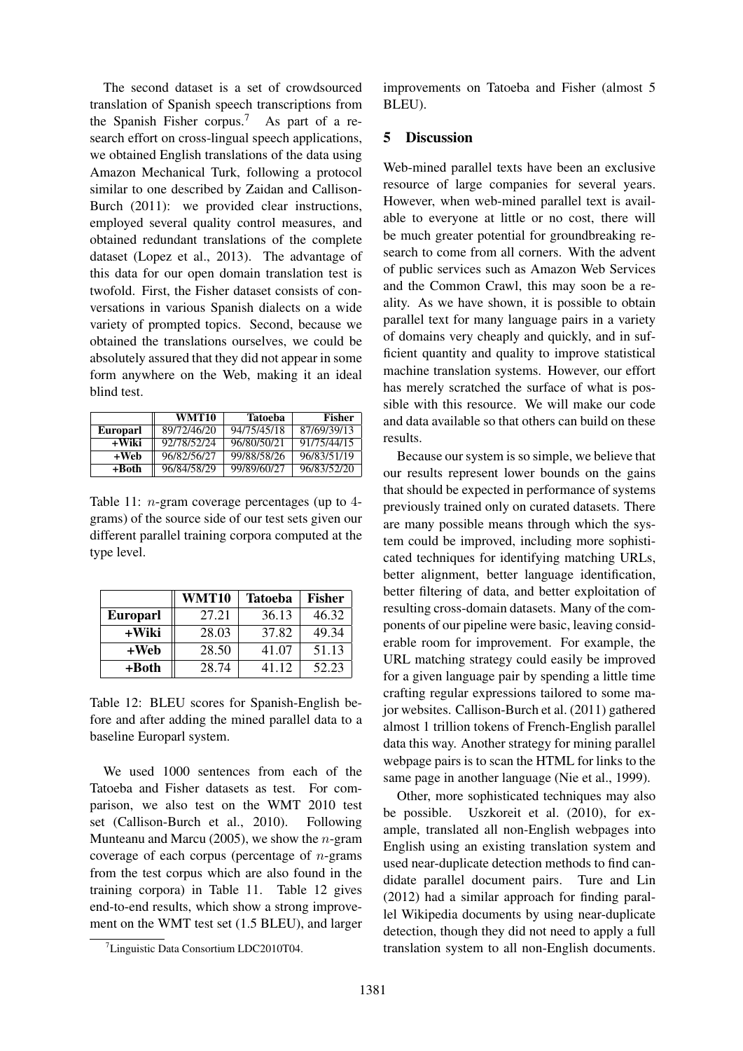The second dataset is a set of crowdsourced translation of Spanish speech transcriptions from the Spanish Fisher corpus.[7] As part of a research effort on cross-lingual speech applications, we obtained English translations of the data using Amazon Mechanical Turk, following a protocol similar to one described by Zaidan and Callison-Burch (2011): we provided clear instructions, employed several quality control measures, and obtained redundant translations of the complete dataset (Lopez et al., 2013). The advantage of this data for our open domain translation test is twofold. First, the Fisher dataset consists of conversations in various Spanish dialects on a wide variety of prompted topics. Second, because we obtained the translations ourselves, we could be absolutely assured that they did not appear in some form anywhere on the Web, making it an ideal blind test.

| | WMT10 | Tatoeba | Fisher |
|---|---|---|---|
| **Europarl** | 89/72/46/20 | 94/75/45/18 | 87/69/39/13 |
| **+Wiki** | 92/78/52/24 | 96/80/50/21 | 91/75/44/15 |
| **+Web** | 96/82/56/27 | 99/88/58/26 | 96/83/51/19 |
| **+Both** | 96/84/58/29 | 99/89/60/27 | 96/83/52/20 |

Table 11: $n$-gram coverage percentages (up to 4-grams) of the source side of our test sets given our different parallel training corpora computed at the type level.

| | WMT10 | Tatoeba | Fisher |
|---|---|---|---|
| **Europarl** | 27.21 | 36.13 | 46.32 |
| **+Wiki** | 28.03 | 37.82 | 49.34 |
| **+Web** | 28.50 | 41.07 | 51.13 |
| **+Both** | 28.74 | 41.12 | 52.23 |

Table 12: BLEU scores for Spanish-English before and after adding the mined parallel data to a baseline Europarl system.

We used 1000 sentences from each of the Tatoeba and Fisher datasets as test. For comparison, we also test on the WMT 2010 test set (Callison-Burch et al., 2010). Following Munteanu and Marcu (2005), we show the $n$-gram coverage of each corpus (percentage of $n$-grams from the test corpus which are also found in the training corpora) in Table 11. Table 12 gives end-to-end results, which show a strong improvement on the WMT test set (1.5 BLEU), and larger improvements on Tatoeba and Fisher (almost 5 BLEU).

[7] Linguistic Data Consortium LDC2010T04.

## 5 Discussion

Web-mined parallel texts have been an exclusive resource of large companies for several years. However, when web-mined parallel text is available to everyone at little or no cost, there will be much greater potential for groundbreaking research to come from all corners. With the advent of public services such as Amazon Web Services and the Common Crawl, this may soon be a reality. As we have shown, it is possible to obtain parallel text for many language pairs in a variety of domains very cheaply and quickly, and in sufficient quantity and quality to improve statistical machine translation systems. However, our effort has merely scratched the surface of what is possible with this resource. We will make our code and data available so that others can build on these results.

Because our system is so simple, we believe that our results represent lower bounds on the gains that should be expected in performance of systems previously trained only on curated datasets. There are many possible means through which the system could be improved, including more sophisticated techniques for identifying matching URLs, better alignment, better language identification, better filtering of data, and better exploitation of resulting cross-domain datasets. Many of the components of our pipeline were basic, leaving considerable room for improvement. For example, the URL matching strategy could easily be improved for a given language pair by spending a little time crafting regular expressions tailored to some major websites. Callison-Burch et al. (2011) gathered almost 1 trillion tokens of French-English parallel data this way. Another strategy for mining parallel webpage pairs is to scan the HTML for links to the same page in another language (Nie et al., 1999).

Other, more sophisticated techniques may also be possible. Uszkoreit et al. (2010), for example, translated all non-English webpages into English using an existing translation system and used near-duplicate detection methods to find candidate parallel document pairs. Ture and Lin (2012) had a similar approach for finding parallel Wikipedia documents by using near-duplicate detection, though they did not need to apply a full translation system to all non-English documents.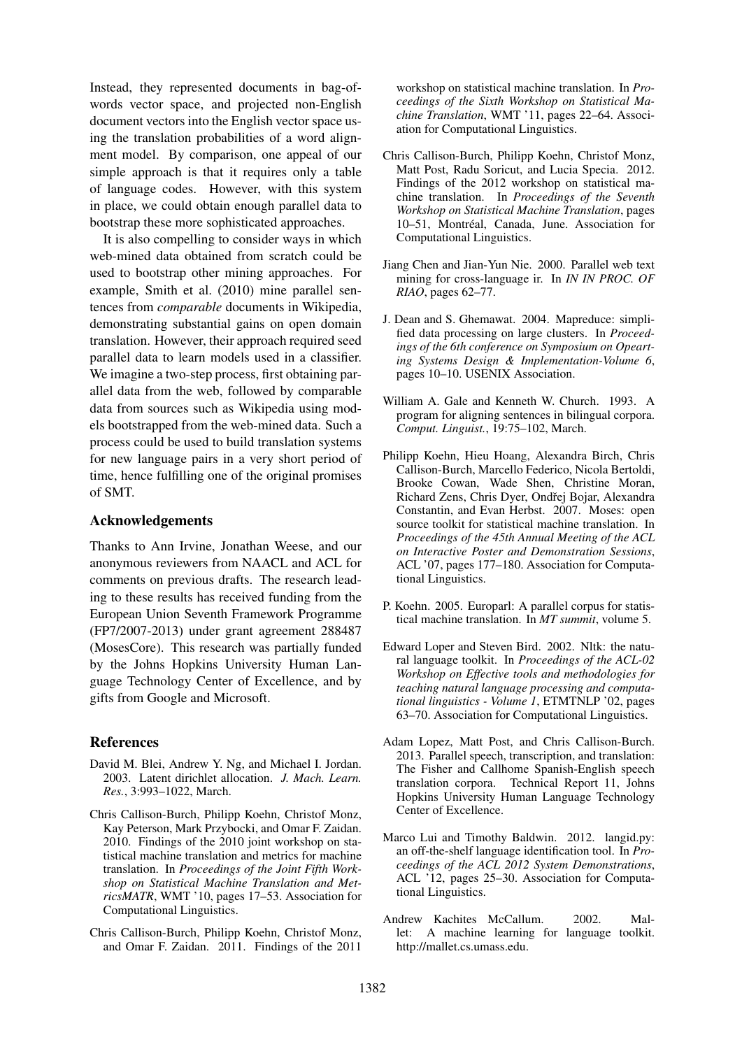Instead, they represented documents in bag-of-words vector space, and projected non-English document vectors into the English vector space using the translation probabilities of a word alignment model. By comparison, one appeal of our simple approach is that it requires only a table of language codes. However, with this system in place, we could obtain enough parallel data to bootstrap these more sophisticated approaches.

It is also compelling to consider ways in which web-mined data obtained from scratch could be used to bootstrap other mining approaches. For example, Smith et al. (2010) mine parallel sentences from *comparable* documents in Wikipedia, demonstrating substantial gains on open domain translation. However, their approach required seed parallel data to learn models used in a classifier. We imagine a two-step process, first obtaining parallel data from the web, followed by comparable data from sources such as Wikipedia using models bootstrapped from the web-mined data. Such a process could be used to build translation systems for new language pairs in a very short period of time, hence fulfilling one of the original promises of SMT.

## Acknowledgements

Thanks to Ann Irvine, Jonathan Weese, and our anonymous reviewers from NAACL and ACL for comments on previous drafts. The research leading to these results has received funding from the European Union Seventh Framework Programme (FP7/2007-2013) under grant agreement 288487 (MosesCore). This research was partially funded by the Johns Hopkins University Human Language Technology Center of Excellence, and by gifts from Google and Microsoft.

## References

David M. Blei, Andrew Y. Ng, and Michael I. Jordan. 2003. Latent dirichlet allocation. *J. Mach. Learn. Res.*, 3:993–1022, March.

Chris Callison-Burch, Philipp Koehn, Christof Monz, Kay Peterson, Mark Przybocki, and Omar F. Zaidan. 2010. Findings of the 2010 joint workshop on statistical machine translation and metrics for machine translation. In *Proceedings of the Joint Fifth Workshop on Statistical Machine Translation and MetricsMATR*, WMT '10, pages 17–53. Association for Computational Linguistics.

Chris Callison-Burch, Philipp Koehn, Christof Monz, and Omar F. Zaidan. 2011. Findings of the 2011 workshop on statistical machine translation. In *Proceedings of the Sixth Workshop on Statistical Machine Translation*, WMT '11, pages 22–64. Association for Computational Linguistics.

Chris Callison-Burch, Philipp Koehn, Christof Monz, Matt Post, Radu Soricut, and Lucia Specia. 2012. Findings of the 2012 workshop on statistical machine translation. In *Proceedings of the Seventh Workshop on Statistical Machine Translation*, pages 10–51, Montréal, Canada, June. Association for Computational Linguistics.

Jiang Chen and Jian-Yun Nie. 2000. Parallel web text mining for cross-language ir. In *IN IN PROC. OF RIAO*, pages 62–77.

J. Dean and S. Ghemawat. 2004. Mapreduce: simplified data processing on large clusters. In *Proceedings of the 6th conference on Symposium on Opearting Systems Design & Implementation-Volume 6*, pages 10–10. USENIX Association.

William A. Gale and Kenneth W. Church. 1993. A program for aligning sentences in bilingual corpora. *Comput. Linguist.*, 19:75–102, March.

Philipp Koehn, Hieu Hoang, Alexandra Birch, Chris Callison-Burch, Marcello Federico, Nicola Bertoldi, Brooke Cowan, Wade Shen, Christine Moran, Richard Zens, Chris Dyer, Ondřej Bojar, Alexandra Constantin, and Evan Herbst. 2007. Moses: open source toolkit for statistical machine translation. In *Proceedings of the 45th Annual Meeting of the ACL on Interactive Poster and Demonstration Sessions*, ACL '07, pages 177–180. Association for Computational Linguistics.

P. Koehn. 2005. Europarl: A parallel corpus for statistical machine translation. In *MT summit*, volume 5.

Edward Loper and Steven Bird. 2002. Nltk: the natural language toolkit. In *Proceedings of the ACL-02 Workshop on Effective tools and methodologies for teaching natural language processing and computational linguistics - Volume 1*, ETMTNLP '02, pages 63–70. Association for Computational Linguistics.

Adam Lopez, Matt Post, and Chris Callison-Burch. 2013. Parallel speech, transcription, and translation: The Fisher and Callhome Spanish-English speech translation corpora. Technical Report 11, Johns Hopkins University Human Language Technology Center of Excellence.

Marco Lui and Timothy Baldwin. 2012. langid.py: an off-the-shelf language identification tool. In *Proceedings of the ACL 2012 System Demonstrations*, ACL '12, pages 25–30. Association for Computational Linguistics.

Andrew Kachites McCallum. 2002. Mallet: A machine learning for language toolkit. http://mallet.cs.umass.edu.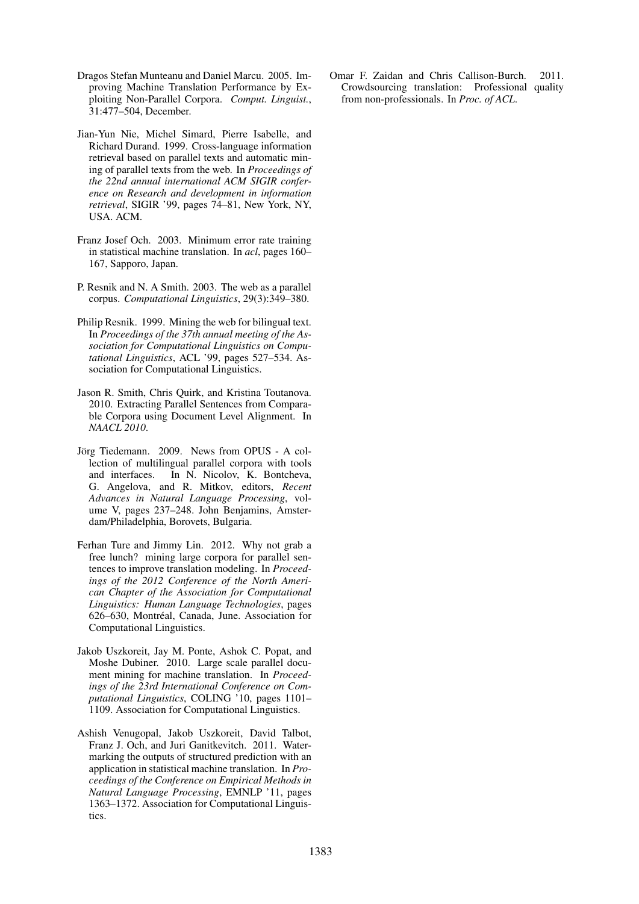Dragos Stefan Munteanu and Daniel Marcu. 2005. Improving Machine Translation Performance by Exploiting Non-Parallel Corpora. *Comput. Linguist.*, 31:477–504, December.

Jian-Yun Nie, Michel Simard, Pierre Isabelle, and Richard Durand. 1999. Cross-language information retrieval based on parallel texts and automatic mining of parallel texts from the web. In *Proceedings of the 22nd annual international ACM SIGIR conference on Research and development in information retrieval*, SIGIR '99, pages 74–81, New York, NY, USA. ACM.

Franz Josef Och. 2003. Minimum error rate training in statistical machine translation. In *acl*, pages 160–167, Sapporo, Japan.

P. Resnik and N. A Smith. 2003. The web as a parallel corpus. *Computational Linguistics*, 29(3):349–380.

Philip Resnik. 1999. Mining the web for bilingual text. In *Proceedings of the 37th annual meeting of the Association for Computational Linguistics on Computational Linguistics*, ACL '99, pages 527–534. Association for Computational Linguistics.

Jason R. Smith, Chris Quirk, and Kristina Toutanova. 2010. Extracting Parallel Sentences from Comparable Corpora using Document Level Alignment. In *NAACL 2010*.

Jörg Tiedemann. 2009. News from OPUS - A collection of multilingual parallel corpora with tools and interfaces. In N. Nicolov, K. Bontcheva, G. Angelova, and R. Mitkov, editors, *Recent Advances in Natural Language Processing*, volume V, pages 237–248. John Benjamins, Amsterdam/Philadelphia, Borovets, Bulgaria.

Ferhan Ture and Jimmy Lin. 2012. Why not grab a free lunch? mining large corpora for parallel sentences to improve translation modeling. In *Proceedings of the 2012 Conference of the North American Chapter of the Association for Computational Linguistics: Human Language Technologies*, pages 626–630, Montréal, Canada, June. Association for Computational Linguistics.

Jakob Uszkoreit, Jay M. Ponte, Ashok C. Popat, and Moshe Dubiner. 2010. Large scale parallel document mining for machine translation. In *Proceedings of the 23rd International Conference on Computational Linguistics*, COLING '10, pages 1101–1109. Association for Computational Linguistics.

Ashish Venugopal, Jakob Uszkoreit, David Talbot, Franz J. Och, and Juri Ganitkevitch. 2011. Watermarking the outputs of structured prediction with an application in statistical machine translation. In *Proceedings of the Conference on Empirical Methods in Natural Language Processing*, EMNLP '11, pages 1363–1372. Association for Computational Linguistics.

Omar F. Zaidan and Chris Callison-Burch. 2011. Crowdsourcing translation: Professional quality from non-professionals. In *Proc. of ACL*.